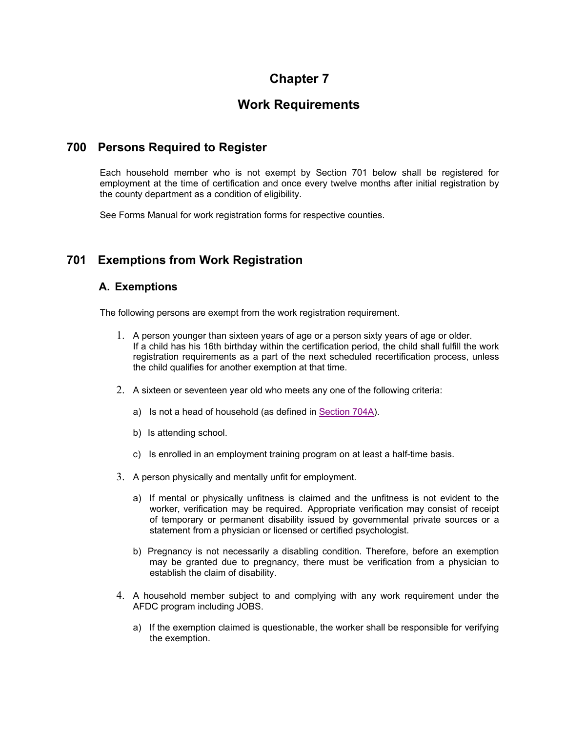# Chapter 7

# Work Requirements

## 700 Persons Required to Register

Each household member who is not exempt by Section 701 below shall be registered for employment at the time of certification and once every twelve months after initial registration by the county department as a condition of eligibility.

See Forms Manual for work registration forms for respective counties.

## 701 Exemptions from Work Registration

### A. Exemptions

The following persons are exempt from the work registration requirement.

1. A person younger than sixteen years of age or a person sixty years of age or older. If a child has his 16th birthday within the certification period, the child shall fulfill the work registration requirements as a part of the next scheduled recertification process, unless the child qualifies for another exemption at that time.

2. A sixteen or seventeen year old who meets any one of the following criteria:

   a) Is not a head of household (as defined in Section 704A).

   b) Is attending school.

   c) Is enrolled in an employment training program on at least a half-time basis.

3. A person physically and mentally unfit for employment.

   a) If mental or physically unfitness is claimed and the unfitness is not evident to the worker, verification may be required. Appropriate verification may consist of receipt of temporary or permanent disability issued by governmental private sources or a statement from a physician or licensed or certified psychologist.

   b) Pregnancy is not necessarily a disabling condition. Therefore, before an exemption may be granted due to pregnancy, there must be verification from a physician to establish the claim of disability.

4. A household member subject to and complying with any work requirement under the AFDC program including JOBS.

   a) If the exemption claimed is questionable, the worker shall be responsible for verifying the exemption.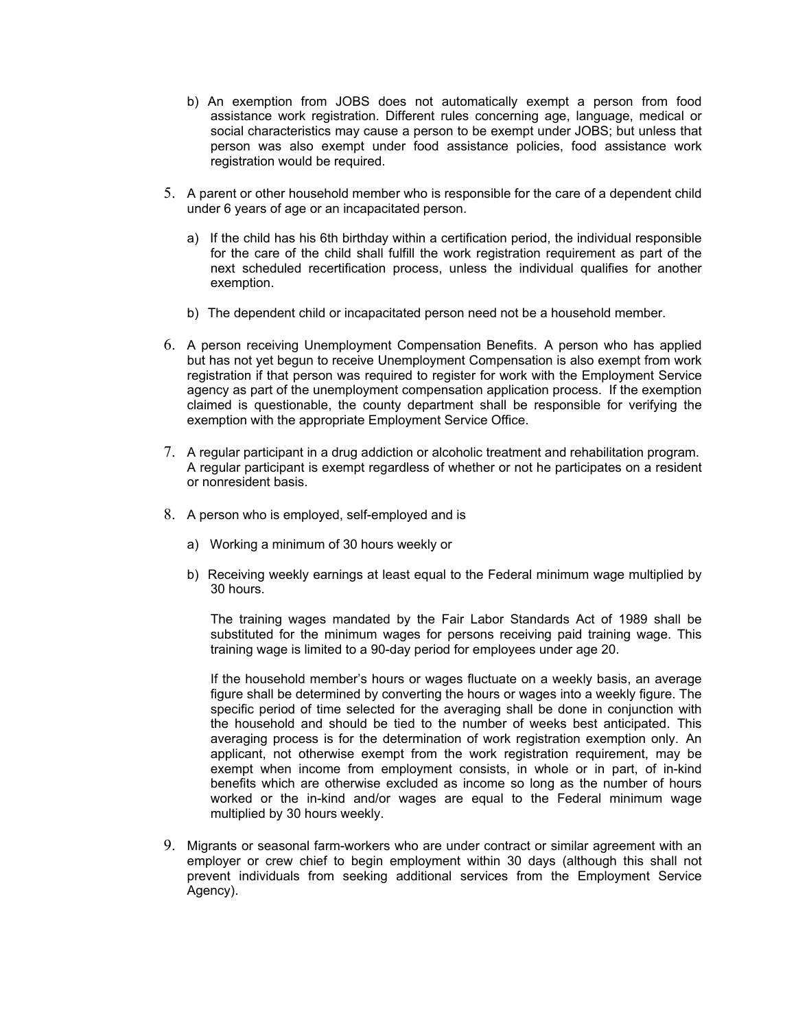b) An exemption from JOBS does not automatically exempt a person from food assistance work registration. Different rules concerning age, language, medical or social characteristics may cause a person to be exempt under JOBS; but unless that person was also exempt under food assistance policies, food assistance work registration would be required.

5. A parent or other household member who is responsible for the care of a dependent child under 6 years of age or an incapacitated person.

   a) If the child has his 6th birthday within a certification period, the individual responsible for the care of the child shall fulfill the work registration requirement as part of the next scheduled recertification process, unless the individual qualifies for another exemption.

   b) The dependent child or incapacitated person need not be a household member.

6. A person receiving Unemployment Compensation Benefits. A person who has applied but has not yet begun to receive Unemployment Compensation is also exempt from work registration if that person was required to register for work with the Employment Service agency as part of the unemployment compensation application process. If the exemption claimed is questionable, the county department shall be responsible for verifying the exemption with the appropriate Employment Service Office.

7. A regular participant in a drug addiction or alcoholic treatment and rehabilitation program. A regular participant is exempt regardless of whether or not he participates on a resident or nonresident basis.

8. A person who is employed, self-employed and is

   a) Working a minimum of 30 hours weekly or

   b) Receiving weekly earnings at least equal to the Federal minimum wage multiplied by 30 hours.

      The training wages mandated by the Fair Labor Standards Act of 1989 shall be substituted for the minimum wages for persons receiving paid training wage. This training wage is limited to a 90-day period for employees under age 20.

      If the household member's hours or wages fluctuate on a weekly basis, an average figure shall be determined by converting the hours or wages into a weekly figure. The specific period of time selected for the averaging shall be done in conjunction with the household and should be tied to the number of weeks best anticipated. This averaging process is for the determination of work registration exemption only. An applicant, not otherwise exempt from the work registration requirement, may be exempt when income from employment consists, in whole or in part, of in-kind benefits which are otherwise excluded as income so long as the number of hours worked or the in-kind and/or wages are equal to the Federal minimum wage multiplied by 30 hours weekly.

9. Migrants or seasonal farm-workers who are under contract or similar agreement with an employer or crew chief to begin employment within 30 days (although this shall not prevent individuals from seeking additional services from the Employment Service Agency).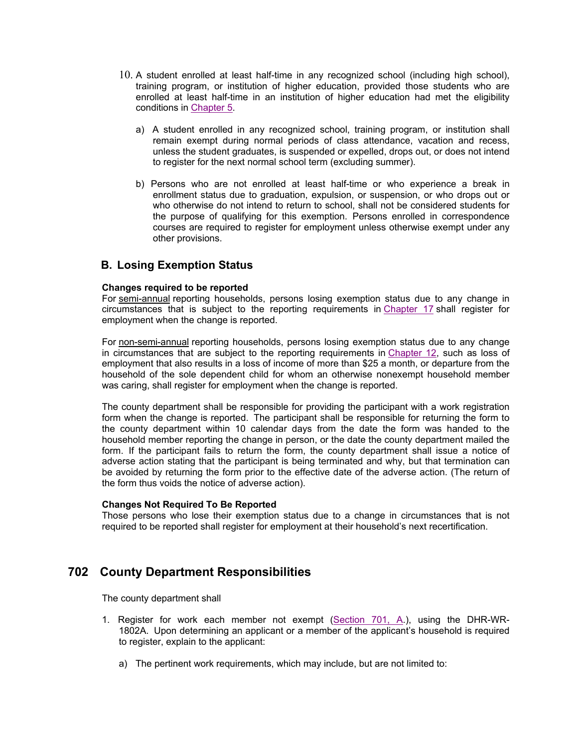10. A student enrolled at least half-time in any recognized school (including high school), training program, or institution of higher education, provided those students who are enrolled at least half-time in an institution of higher education had met the eligibility conditions in Chapter 5.

    a) A student enrolled in any recognized school, training program, or institution shall remain exempt during normal periods of class attendance, vacation and recess, unless the student graduates, is suspended or expelled, drops out, or does not intend to register for the next normal school term (excluding summer).

    b) Persons who are not enrolled at least half-time or who experience a break in enrollment status due to graduation, expulsion, or suspension, or who drops out or who otherwise do not intend to return to school, shall not be considered students for the purpose of qualifying for this exemption. Persons enrolled in correspondence courses are required to register for employment unless otherwise exempt under any other provisions.

### B. Losing Exemption Status

**Changes required to be reported**
For semi-annual reporting households, persons losing exemption status due to any change in circumstances that is subject to the reporting requirements in Chapter 17 shall register for employment when the change is reported.

For non-semi-annual reporting households, persons losing exemption status due to any change in circumstances that are subject to the reporting requirements in Chapter 12, such as loss of employment that also results in a loss of income of more than $25 a month, or departure from the household of the sole dependent child for whom an otherwise nonexempt household member was caring, shall register for employment when the change is reported.

The county department shall be responsible for providing the participant with a work registration form when the change is reported. The participant shall be responsible for returning the form to the county department within 10 calendar days from the date the form was handed to the household member reporting the change in person, or the date the county department mailed the form. If the participant fails to return the form, the county department shall issue a notice of adverse action stating that the participant is being terminated and why, but that termination can be avoided by returning the form prior to the effective date of the adverse action. (The return of the form thus voids the notice of adverse action).

**Changes Not Required To Be Reported**
Those persons who lose their exemption status due to a change in circumstances that is not required to be reported shall register for employment at their household's next recertification.

## 702 County Department Responsibilities

The county department shall

1. Register for work each member not exempt (Section 701, A.), using the DHR-WR-1802A. Upon determining an applicant or a member of the applicant's household is required to register, explain to the applicant:

    a) The pertinent work requirements, which may include, but are not limited to: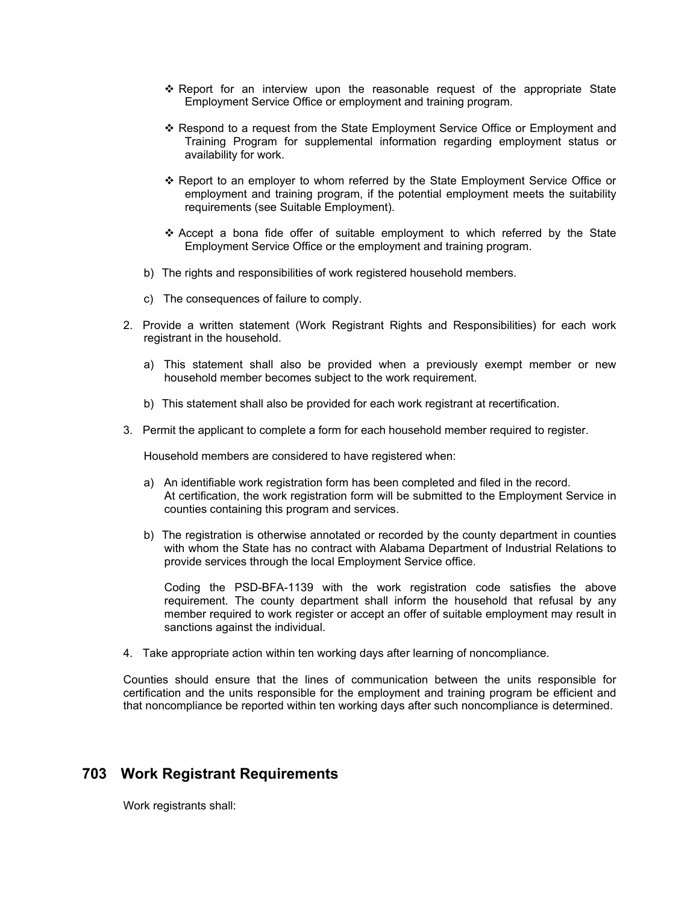- ❖ Report for an interview upon the reasonable request of the appropriate State Employment Service Office or employment and training program.

- ❖ Respond to a request from the State Employment Service Office or Employment and Training Program for supplemental information regarding employment status or availability for work.

- ❖ Report to an employer to whom referred by the State Employment Service Office or employment and training program, if the potential employment meets the suitability requirements (see Suitable Employment).

- ❖ Accept a bona fide offer of suitable employment to which referred by the State Employment Service Office or the employment and training program.

b) The rights and responsibilities of work registered household members.

c) The consequences of failure to comply.

2. Provide a written statement (Work Registrant Rights and Responsibilities) for each work registrant in the household.

   a) This statement shall also be provided when a previously exempt member or new household member becomes subject to the work requirement.

   b) This statement shall also be provided for each work registrant at recertification.

3. Permit the applicant to complete a form for each household member required to register.

   Household members are considered to have registered when:

   a) An identifiable work registration form has been completed and filed in the record. At certification, the work registration form will be submitted to the Employment Service in counties containing this program and services.

   b) The registration is otherwise annotated or recorded by the county department in counties with whom the State has no contract with Alabama Department of Industrial Relations to provide services through the local Employment Service office.

   Coding the PSD-BFA-1139 with the work registration code satisfies the above requirement. The county department shall inform the household that refusal by any member required to work register or accept an offer of suitable employment may result in sanctions against the individual.

4. Take appropriate action within ten working days after learning of noncompliance.

Counties should ensure that the lines of communication between the units responsible for certification and the units responsible for the employment and training program be efficient and that noncompliance be reported within ten working days after such noncompliance is determined.

## 703 Work Registrant Requirements

Work registrants shall: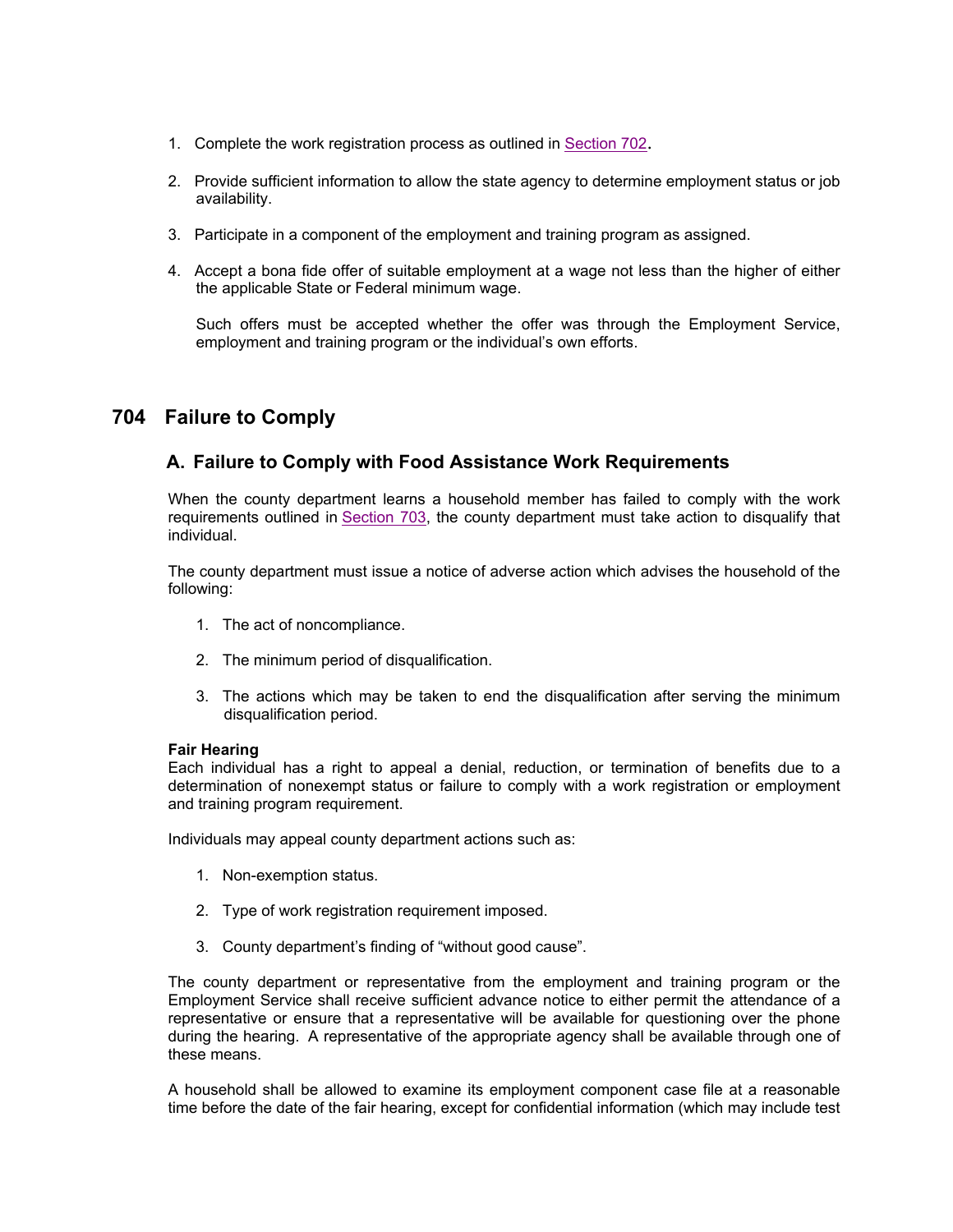1. Complete the work registration process as outlined in Section 702.

2. Provide sufficient information to allow the state agency to determine employment status or job availability.

3. Participate in a component of the employment and training program as assigned.

4. Accept a bona fide offer of suitable employment at a wage not less than the higher of either the applicable State or Federal minimum wage.

   Such offers must be accepted whether the offer was through the Employment Service, employment and training program or the individual's own efforts.

# 704 Failure to Comply

## A. Failure to Comply with Food Assistance Work Requirements

When the county department learns a household member has failed to comply with the work requirements outlined in Section 703, the county department must take action to disqualify that individual.

The county department must issue a notice of adverse action which advises the household of the following:

1. The act of noncompliance.

2. The minimum period of disqualification.

3. The actions which may be taken to end the disqualification after serving the minimum disqualification period.

**Fair Hearing**
Each individual has a right to appeal a denial, reduction, or termination of benefits due to a determination of nonexempt status or failure to comply with a work registration or employment and training program requirement.

Individuals may appeal county department actions such as:

1. Non-exemption status.

2. Type of work registration requirement imposed.

3. County department's finding of "without good cause".

The county department or representative from the employment and training program or the Employment Service shall receive sufficient advance notice to either permit the attendance of a representative or ensure that a representative will be available for questioning over the phone during the hearing. A representative of the appropriate agency shall be available through one of these means.

A household shall be allowed to examine its employment component case file at a reasonable time before the date of the fair hearing, except for confidential information (which may include test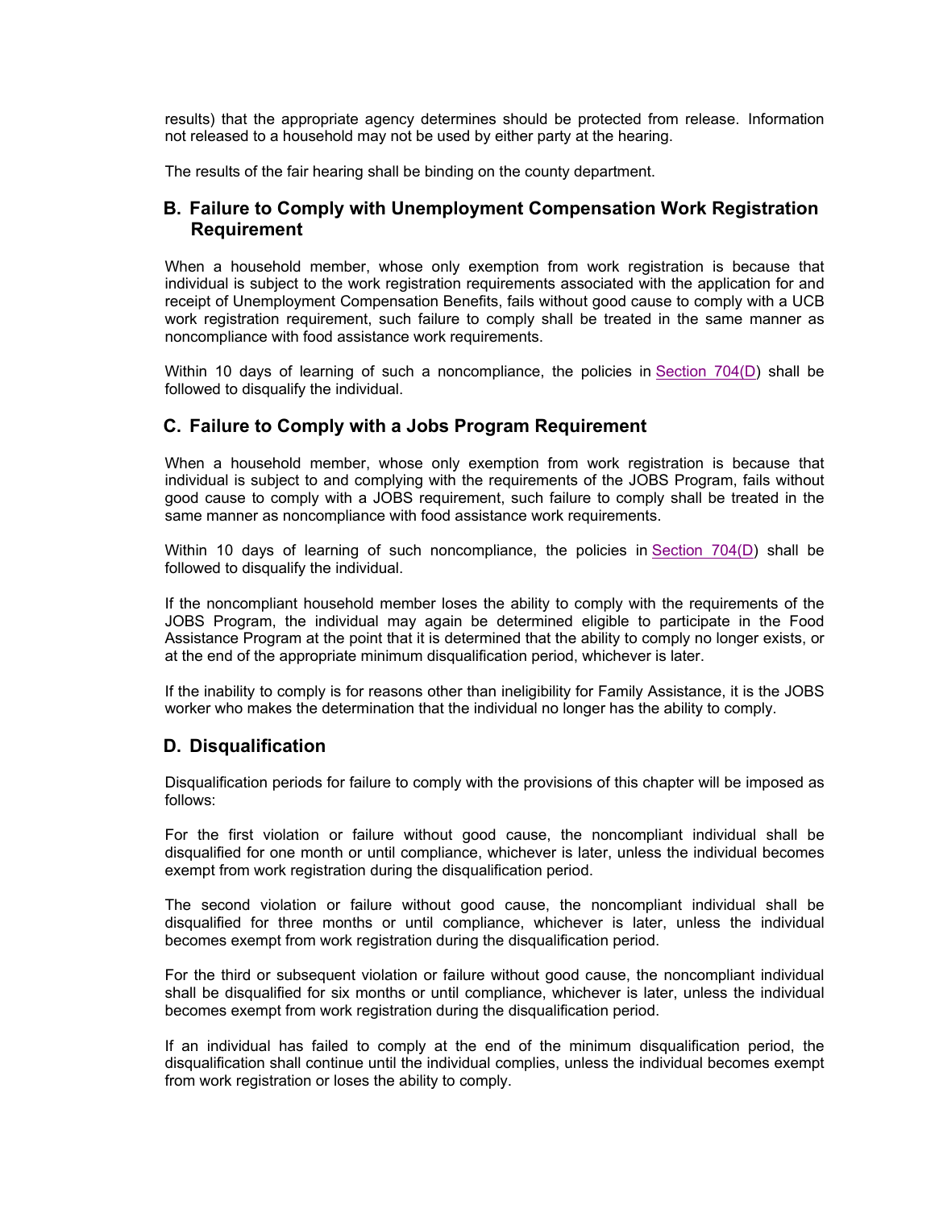results) that the appropriate agency determines should be protected from release. Information not released to a household may not be used by either party at the hearing.

The results of the fair hearing shall be binding on the county department.

## B. Failure to Comply with Unemployment Compensation Work Registration Requirement

When a household member, whose only exemption from work registration is because that individual is subject to the work registration requirements associated with the application for and receipt of Unemployment Compensation Benefits, fails without good cause to comply with a UCB work registration requirement, such failure to comply shall be treated in the same manner as noncompliance with food assistance work requirements.

Within 10 days of learning of such a noncompliance, the policies in Section 704(D) shall be followed to disqualify the individual.

## C. Failure to Comply with a Jobs Program Requirement

When a household member, whose only exemption from work registration is because that individual is subject to and complying with the requirements of the JOBS Program, fails without good cause to comply with a JOBS requirement, such failure to comply shall be treated in the same manner as noncompliance with food assistance work requirements.

Within 10 days of learning of such noncompliance, the policies in Section 704(D) shall be followed to disqualify the individual.

If the noncompliant household member loses the ability to comply with the requirements of the JOBS Program, the individual may again be determined eligible to participate in the Food Assistance Program at the point that it is determined that the ability to comply no longer exists, or at the end of the appropriate minimum disqualification period, whichever is later.

If the inability to comply is for reasons other than ineligibility for Family Assistance, it is the JOBS worker who makes the determination that the individual no longer has the ability to comply.

## D. Disqualification

Disqualification periods for failure to comply with the provisions of this chapter will be imposed as follows:

For the first violation or failure without good cause, the noncompliant individual shall be disqualified for one month or until compliance, whichever is later, unless the individual becomes exempt from work registration during the disqualification period.

The second violation or failure without good cause, the noncompliant individual shall be disqualified for three months or until compliance, whichever is later, unless the individual becomes exempt from work registration during the disqualification period.

For the third or subsequent violation or failure without good cause, the noncompliant individual shall be disqualified for six months or until compliance, whichever is later, unless the individual becomes exempt from work registration during the disqualification period.

If an individual has failed to comply at the end of the minimum disqualification period, the disqualification shall continue until the individual complies, unless the individual becomes exempt from work registration or loses the ability to comply.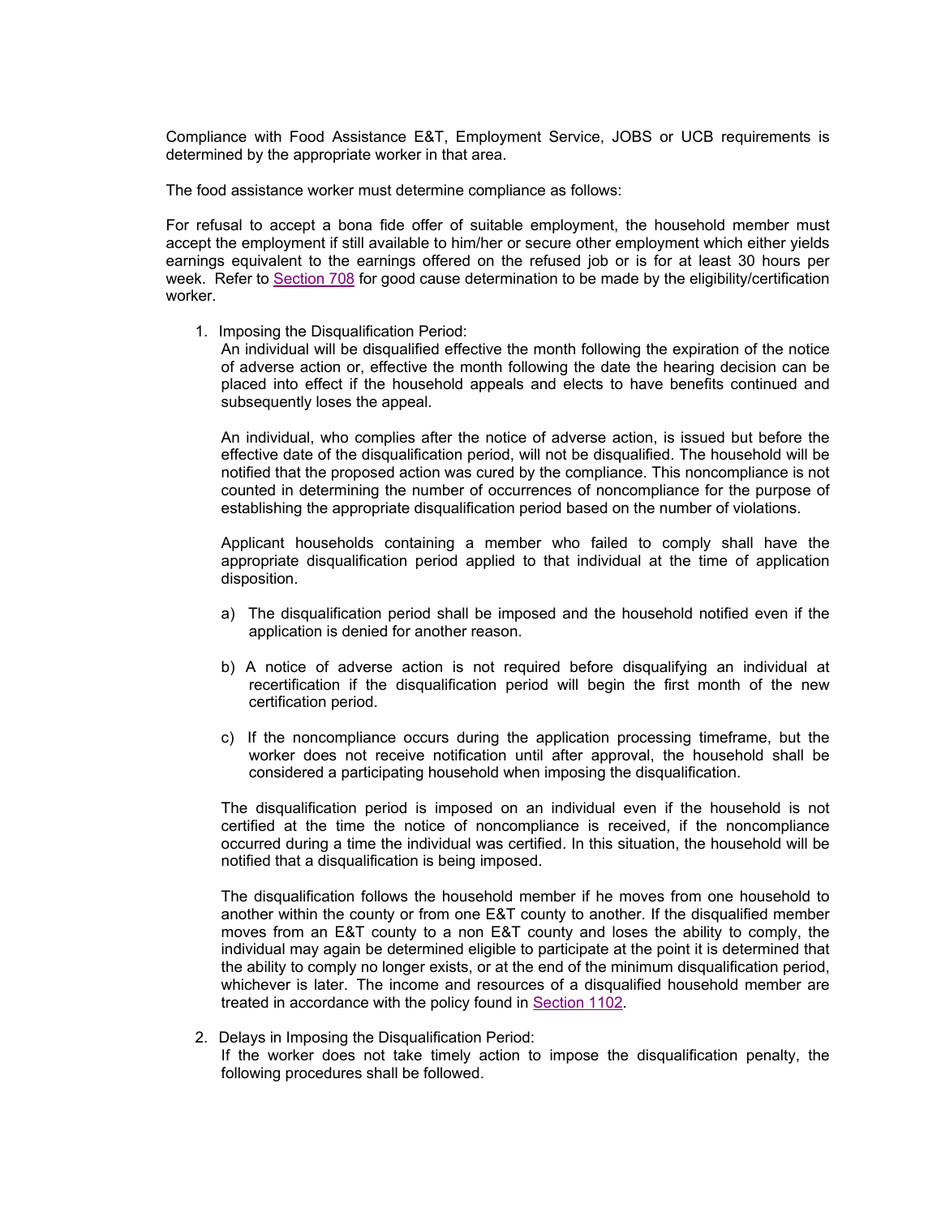Compliance with Food Assistance E&T, Employment Service, JOBS or UCB requirements is determined by the appropriate worker in that area.

The food assistance worker must determine compliance as follows:

For refusal to accept a bona fide offer of suitable employment, the household member must accept the employment if still available to him/her or secure other employment which either yields earnings equivalent to the earnings offered on the refused job or is for at least 30 hours per week. Refer to Section 708 for good cause determination to be made by the eligibility/certification worker.

1. Imposing the Disqualification Period:
   An individual will be disqualified effective the month following the expiration of the notice of adverse action or, effective the month following the date the hearing decision can be placed into effect if the household appeals and elects to have benefits continued and subsequently loses the appeal.

   An individual, who complies after the notice of adverse action, is issued but before the effective date of the disqualification period, will not be disqualified. The household will be notified that the proposed action was cured by the compliance. This noncompliance is not counted in determining the number of occurrences of noncompliance for the purpose of establishing the appropriate disqualification period based on the number of violations.

   Applicant households containing a member who failed to comply shall have the appropriate disqualification period applied to that individual at the time of application disposition.

   a) The disqualification period shall be imposed and the household notified even if the application is denied for another reason.

   b) A notice of adverse action is not required before disqualifying an individual at recertification if the disqualification period will begin the first month of the new certification period.

   c) If the noncompliance occurs during the application processing timeframe, but the worker does not receive notification until after approval, the household shall be considered a participating household when imposing the disqualification.

   The disqualification period is imposed on an individual even if the household is not certified at the time the notice of noncompliance is received, if the noncompliance occurred during a time the individual was certified. In this situation, the household will be notified that a disqualification is being imposed.

   The disqualification follows the household member if he moves from one household to another within the county or from one E&T county to another. If the disqualified member moves from an E&T county to a non E&T county and loses the ability to comply, the individual may again be determined eligible to participate at the point it is determined that the ability to comply no longer exists, or at the end of the minimum disqualification period, whichever is later. The income and resources of a disqualified household member are treated in accordance with the policy found in Section 1102.

2. Delays in Imposing the Disqualification Period:
   If the worker does not take timely action to impose the disqualification penalty, the following procedures shall be followed.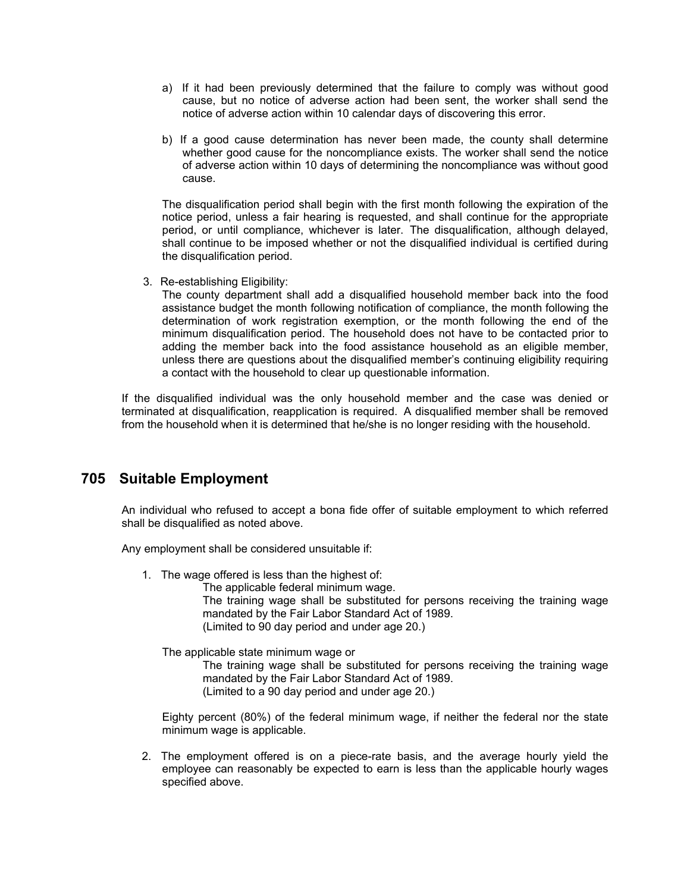a) If it had been previously determined that the failure to comply was without good cause, but no notice of adverse action had been sent, the worker shall send the notice of adverse action within 10 calendar days of discovering this error.

b) If a good cause determination has never been made, the county shall determine whether good cause for the noncompliance exists. The worker shall send the notice of adverse action within 10 days of determining the noncompliance was without good cause.

The disqualification period shall begin with the first month following the expiration of the notice period, unless a fair hearing is requested, and shall continue for the appropriate period, or until compliance, whichever is later. The disqualification, although delayed, shall continue to be imposed whether or not the disqualified individual is certified during the disqualification period.

3. Re-establishing Eligibility:
   The county department shall add a disqualified household member back into the food assistance budget the month following notification of compliance, the month following the determination of work registration exemption, or the month following the end of the minimum disqualification period. The household does not have to be contacted prior to adding the member back into the food assistance household as an eligible member, unless there are questions about the disqualified member's continuing eligibility requiring a contact with the household to clear up questionable information.

If the disqualified individual was the only household member and the case was denied or terminated at disqualification, reapplication is required. A disqualified member shall be removed from the household when it is determined that he/she is no longer residing with the household.

## 705 Suitable Employment

An individual who refused to accept a bona fide offer of suitable employment to which referred shall be disqualified as noted above.

Any employment shall be considered unsuitable if:

1. The wage offered is less than the highest of:
   - The applicable federal minimum wage.
     The training wage shall be substituted for persons receiving the training wage mandated by the Fair Labor Standard Act of 1989.
     (Limited to 90 day period and under age 20.)

   - The applicable state minimum wage or
     The training wage shall be substituted for persons receiving the training wage mandated by the Fair Labor Standard Act of 1989.
     (Limited to a 90 day period and under age 20.)

   Eighty percent (80%) of the federal minimum wage, if neither the federal nor the state minimum wage is applicable.

2. The employment offered is on a piece-rate basis, and the average hourly yield the employee can reasonably be expected to earn is less than the applicable hourly wages specified above.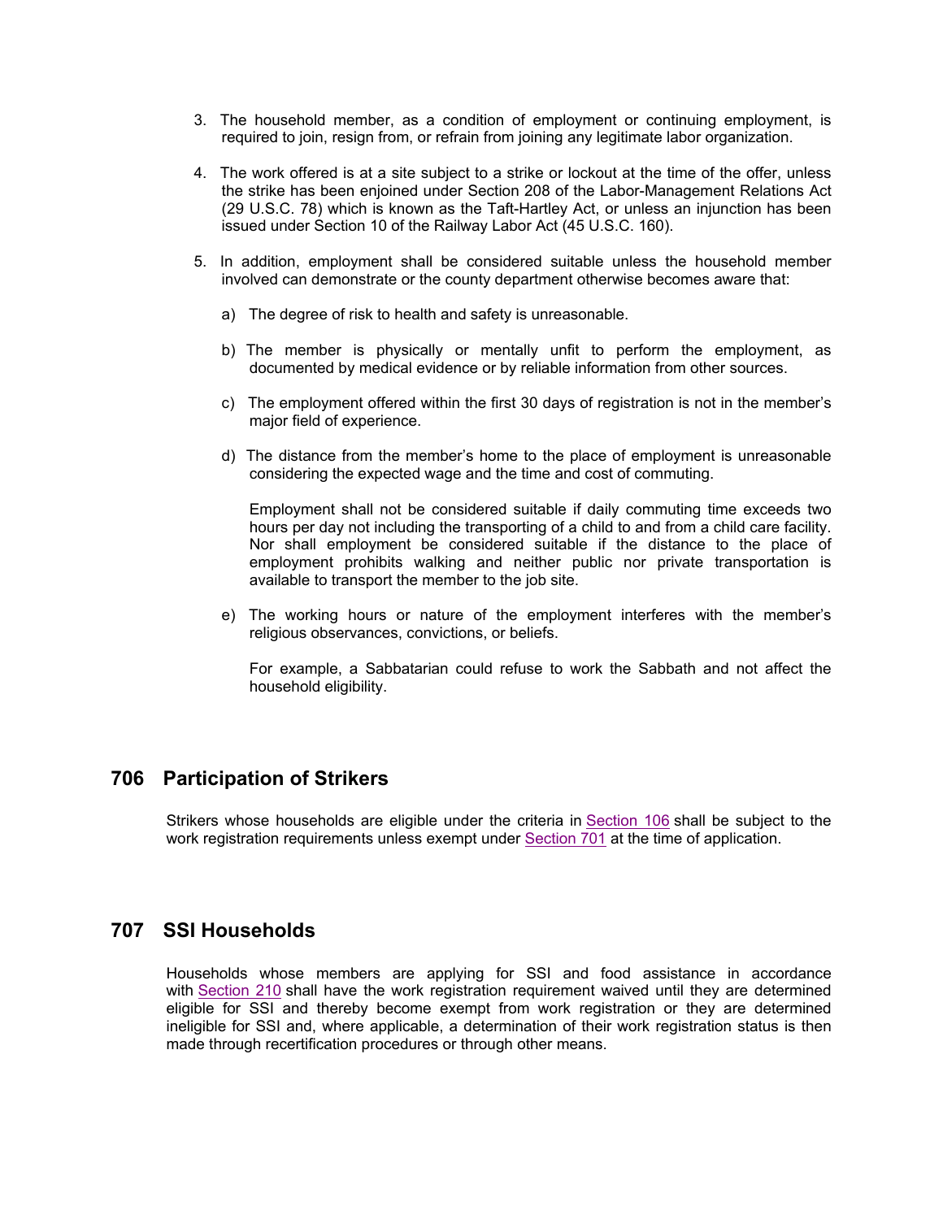3. The household member, as a condition of employment or continuing employment, is required to join, resign from, or refrain from joining any legitimate labor organization.

4. The work offered is at a site subject to a strike or lockout at the time of the offer, unless the strike has been enjoined under Section 208 of the Labor-Management Relations Act (29 U.S.C. 78) which is known as the Taft-Hartley Act, or unless an injunction has been issued under Section 10 of the Railway Labor Act (45 U.S.C. 160).

5. In addition, employment shall be considered suitable unless the household member involved can demonstrate or the county department otherwise becomes aware that:

   a) The degree of risk to health and safety is unreasonable.

   b) The member is physically or mentally unfit to perform the employment, as documented by medical evidence or by reliable information from other sources.

   c) The employment offered within the first 30 days of registration is not in the member's major field of experience.

   d) The distance from the member's home to the place of employment is unreasonable considering the expected wage and the time and cost of commuting.

      Employment shall not be considered suitable if daily commuting time exceeds two hours per day not including the transporting of a child to and from a child care facility. Nor shall employment be considered suitable if the distance to the place of employment prohibits walking and neither public nor private transportation is available to transport the member to the job site.

   e) The working hours or nature of the employment interferes with the member's religious observances, convictions, or beliefs.

      For example, a Sabbatarian could refuse to work the Sabbath and not affect the household eligibility.

## 706 Participation of Strikers

Strikers whose households are eligible under the criteria in Section 106 shall be subject to the work registration requirements unless exempt under Section 701 at the time of application.

## 707 SSI Households

Households whose members are applying for SSI and food assistance in accordance with Section 210 shall have the work registration requirement waived until they are determined eligible for SSI and thereby become exempt from work registration or they are determined ineligible for SSI and, where applicable, a determination of their work registration status is then made through recertification procedures or through other means.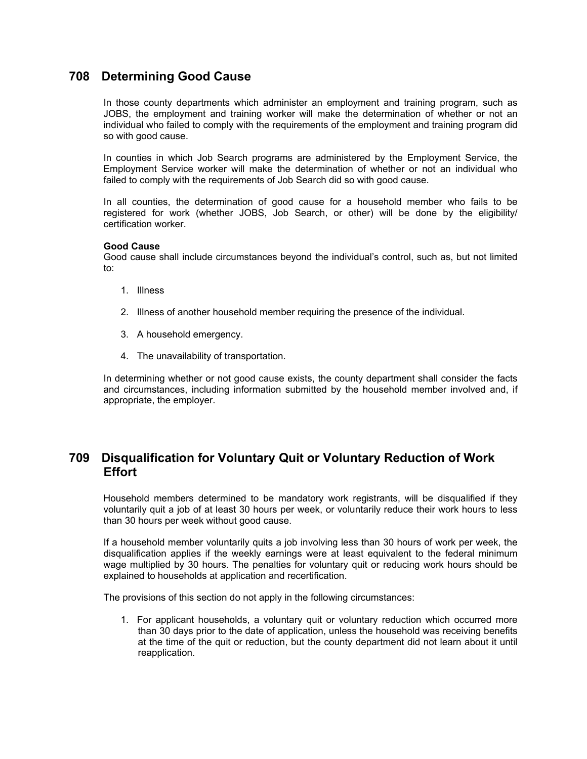## 708 Determining Good Cause

In those county departments which administer an employment and training program, such as JOBS, the employment and training worker will make the determination of whether or not an individual who failed to comply with the requirements of the employment and training program did so with good cause.

In counties in which Job Search programs are administered by the Employment Service, the Employment Service worker will make the determination of whether or not an individual who failed to comply with the requirements of Job Search did so with good cause.

In all counties, the determination of good cause for a household member who fails to be registered for work (whether JOBS, Job Search, or other) will be done by the eligibility/ certification worker.

**Good Cause**
Good cause shall include circumstances beyond the individual's control, such as, but not limited to:

1. Illness
2. Illness of another household member requiring the presence of the individual.
3. A household emergency.
4. The unavailability of transportation.

In determining whether or not good cause exists, the county department shall consider the facts and circumstances, including information submitted by the household member involved and, if appropriate, the employer.

## 709 Disqualification for Voluntary Quit or Voluntary Reduction of Work Effort

Household members determined to be mandatory work registrants, will be disqualified if they voluntarily quit a job of at least 30 hours per week, or voluntarily reduce their work hours to less than 30 hours per week without good cause.

If a household member voluntarily quits a job involving less than 30 hours of work per week, the disqualification applies if the weekly earnings were at least equivalent to the federal minimum wage multiplied by 30 hours. The penalties for voluntary quit or reducing work hours should be explained to households at application and recertification.

The provisions of this section do not apply in the following circumstances:

1. For applicant households, a voluntary quit or voluntary reduction which occurred more than 30 days prior to the date of application, unless the household was receiving benefits at the time of the quit or reduction, but the county department did not learn about it until reapplication.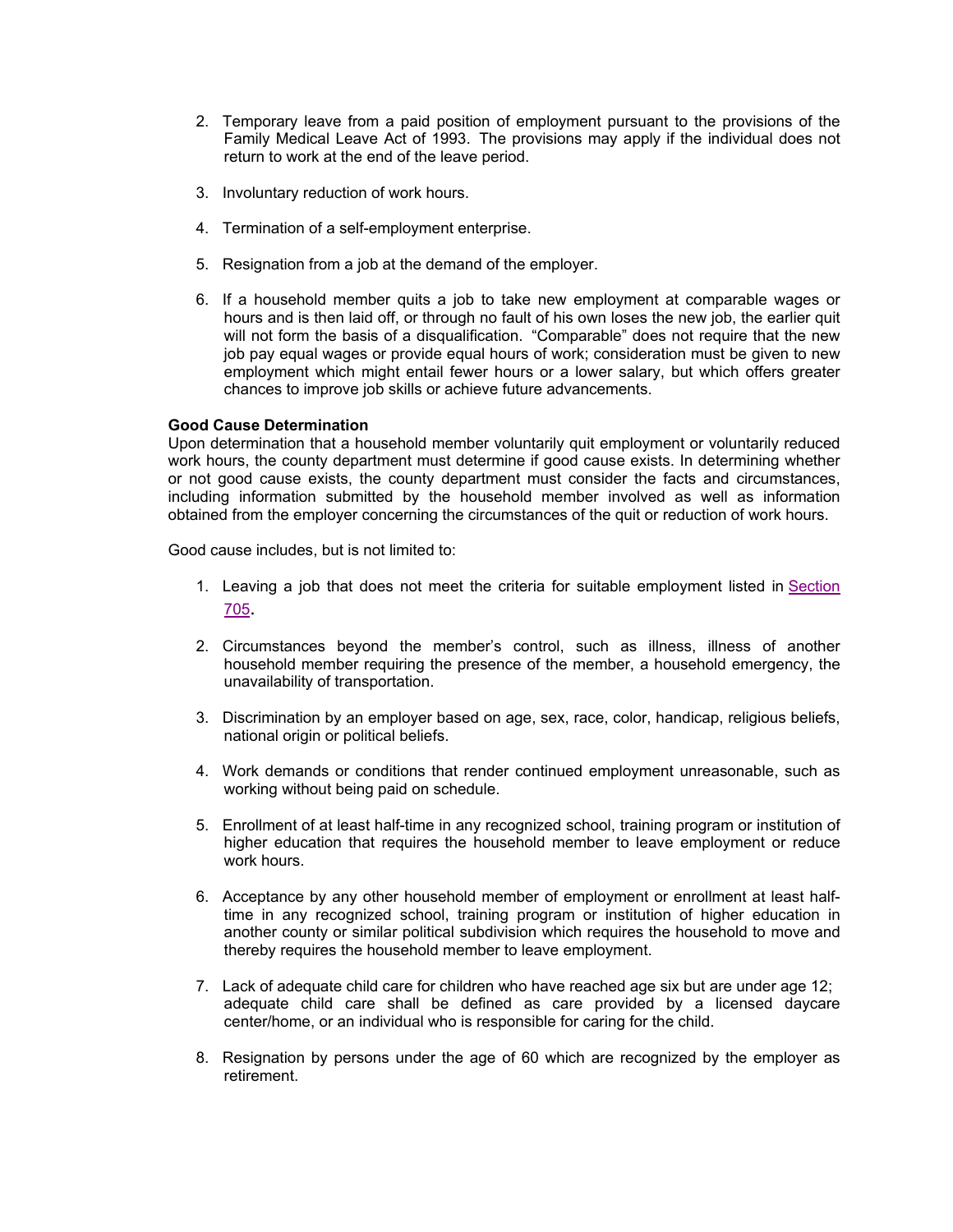2. Temporary leave from a paid position of employment pursuant to the provisions of the Family Medical Leave Act of 1993. The provisions may apply if the individual does not return to work at the end of the leave period.

3. Involuntary reduction of work hours.

4. Termination of a self-employment enterprise.

5. Resignation from a job at the demand of the employer.

6. If a household member quits a job to take new employment at comparable wages or hours and is then laid off, or through no fault of his own loses the new job, the earlier quit will not form the basis of a disqualification. “Comparable” does not require that the new job pay equal wages or provide equal hours of work; consideration must be given to new employment which might entail fewer hours or a lower salary, but which offers greater chances to improve job skills or achieve future advancements.

**Good Cause Determination**

Upon determination that a household member voluntarily quit employment or voluntarily reduced work hours, the county department must determine if good cause exists. In determining whether or not good cause exists, the county department must consider the facts and circumstances, including information submitted by the household member involved as well as information obtained from the employer concerning the circumstances of the quit or reduction of work hours.

Good cause includes, but is not limited to:

1. Leaving a job that does not meet the criteria for suitable employment listed in Section 705.

2. Circumstances beyond the member’s control, such as illness, illness of another household member requiring the presence of the member, a household emergency, the unavailability of transportation.

3. Discrimination by an employer based on age, sex, race, color, handicap, religious beliefs, national origin or political beliefs.

4. Work demands or conditions that render continued employment unreasonable, such as working without being paid on schedule.

5. Enrollment of at least half-time in any recognized school, training program or institution of higher education that requires the household member to leave employment or reduce work hours.

6. Acceptance by any other household member of employment or enrollment at least half-time in any recognized school, training program or institution of higher education in another county or similar political subdivision which requires the household to move and thereby requires the household member to leave employment.

7. Lack of adequate child care for children who have reached age six but are under age 12; adequate child care shall be defined as care provided by a licensed daycare center/home, or an individual who is responsible for caring for the child.

8. Resignation by persons under the age of 60 which are recognized by the employer as retirement.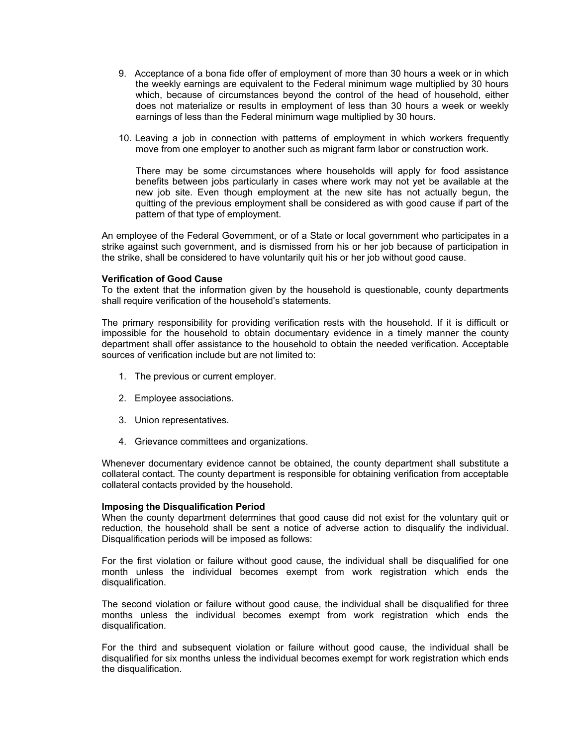9. Acceptance of a bona fide offer of employment of more than 30 hours a week or in which the weekly earnings are equivalent to the Federal minimum wage multiplied by 30 hours which, because of circumstances beyond the control of the head of household, either does not materialize or results in employment of less than 30 hours a week or weekly earnings of less than the Federal minimum wage multiplied by 30 hours.

10. Leaving a job in connection with patterns of employment in which workers frequently move from one employer to another such as migrant farm labor or construction work.

    There may be some circumstances where households will apply for food assistance benefits between jobs particularly in cases where work may not yet be available at the new job site. Even though employment at the new site has not actually begun, the quitting of the previous employment shall be considered as with good cause if part of the pattern of that type of employment.

An employee of the Federal Government, or of a State or local government who participates in a strike against such government, and is dismissed from his or her job because of participation in the strike, shall be considered to have voluntarily quit his or her job without good cause.

**Verification of Good Cause**

To the extent that the information given by the household is questionable, county departments shall require verification of the household's statements.

The primary responsibility for providing verification rests with the household. If it is difficult or impossible for the household to obtain documentary evidence in a timely manner the county department shall offer assistance to the household to obtain the needed verification. Acceptable sources of verification include but are not limited to:

1. The previous or current employer.

2. Employee associations.

3. Union representatives.

4. Grievance committees and organizations.

Whenever documentary evidence cannot be obtained, the county department shall substitute a collateral contact. The county department is responsible for obtaining verification from acceptable collateral contacts provided by the household.

**Imposing the Disqualification Period**

When the county department determines that good cause did not exist for the voluntary quit or reduction, the household shall be sent a notice of adverse action to disqualify the individual. Disqualification periods will be imposed as follows:

For the first violation or failure without good cause, the individual shall be disqualified for one month unless the individual becomes exempt from work registration which ends the disqualification.

The second violation or failure without good cause, the individual shall be disqualified for three months unless the individual becomes exempt from work registration which ends the disqualification.

For the third and subsequent violation or failure without good cause, the individual shall be disqualified for six months unless the individual becomes exempt for work registration which ends the disqualification.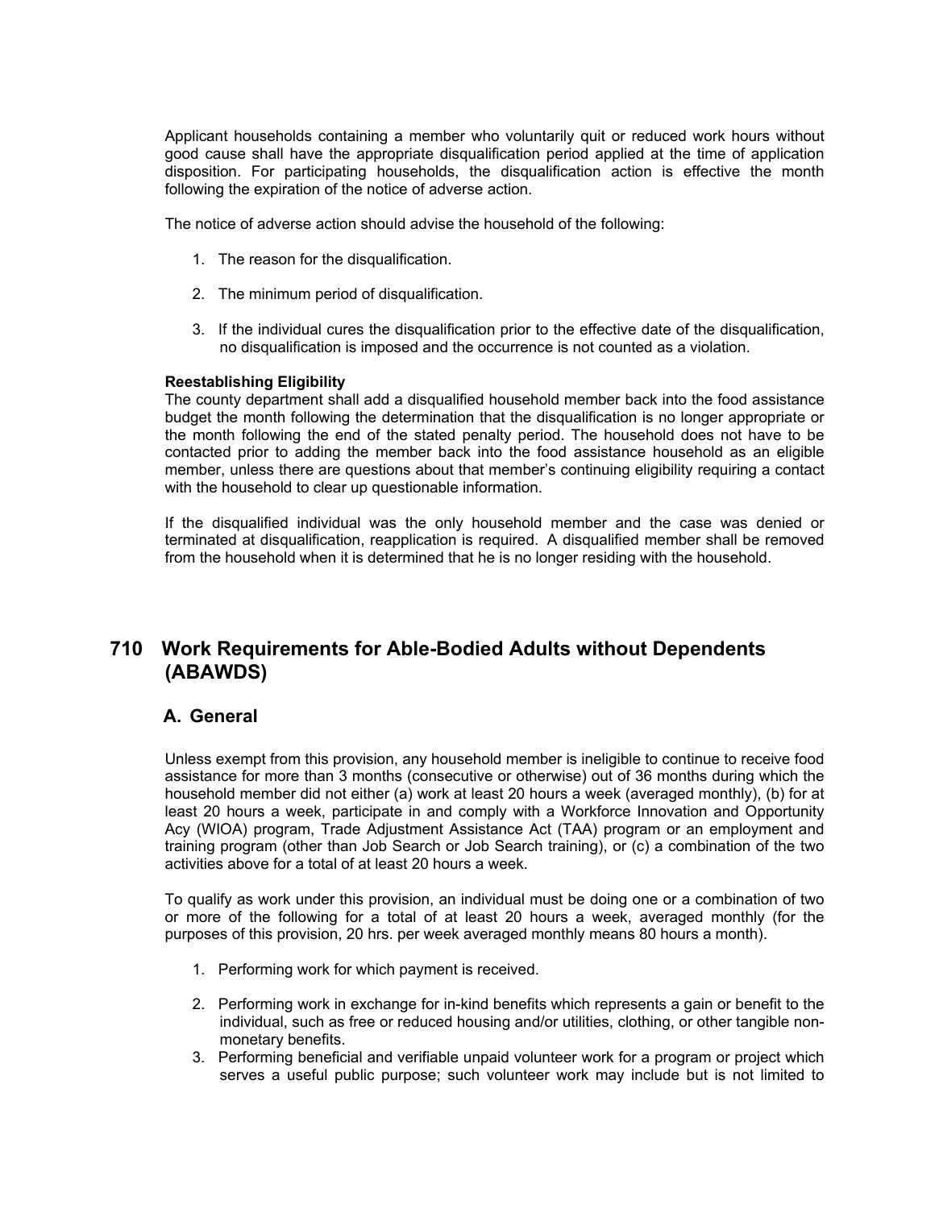Applicant households containing a member who voluntarily quit or reduced work hours without good cause shall have the appropriate disqualification period applied at the time of application disposition. For participating households, the disqualification action is effective the month following the expiration of the notice of adverse action.

The notice of adverse action should advise the household of the following:

1. The reason for the disqualification.

2. The minimum period of disqualification.

3. If the individual cures the disqualification prior to the effective date of the disqualification, no disqualification is imposed and the occurrence is not counted as a violation.

**Reestablishing Eligibility**
The county department shall add a disqualified household member back into the food assistance budget the month following the determination that the disqualification is no longer appropriate or the month following the end of the stated penalty period. The household does not have to be contacted prior to adding the member back into the food assistance household as an eligible member, unless there are questions about that member's continuing eligibility requiring a contact with the household to clear up questionable information.

If the disqualified individual was the only household member and the case was denied or terminated at disqualification, reapplication is required. A disqualified member shall be removed from the household when it is determined that he is no longer residing with the household.

## 710 Work Requirements for Able-Bodied Adults without Dependents (ABAWDS)

### A. General

Unless exempt from this provision, any household member is ineligible to continue to receive food assistance for more than 3 months (consecutive or otherwise) out of 36 months during which the household member did not either (a) work at least 20 hours a week (averaged monthly), (b) for at least 20 hours a week, participate in and comply with a Workforce Innovation and Opportunity Acy (WIOA) program, Trade Adjustment Assistance Act (TAA) program or an employment and training program (other than Job Search or Job Search training), or (c) a combination of the two activities above for a total of at least 20 hours a week.

To qualify as work under this provision, an individual must be doing one or a combination of two or more of the following for a total of at least 20 hours a week, averaged monthly (for the purposes of this provision, 20 hrs. per week averaged monthly means 80 hours a month).

1. Performing work for which payment is received.

2. Performing work in exchange for in-kind benefits which represents a gain or benefit to the individual, such as free or reduced housing and/or utilities, clothing, or other tangible non-monetary benefits.

3. Performing beneficial and verifiable unpaid volunteer work for a program or project which serves a useful public purpose; such volunteer work may include but is not limited to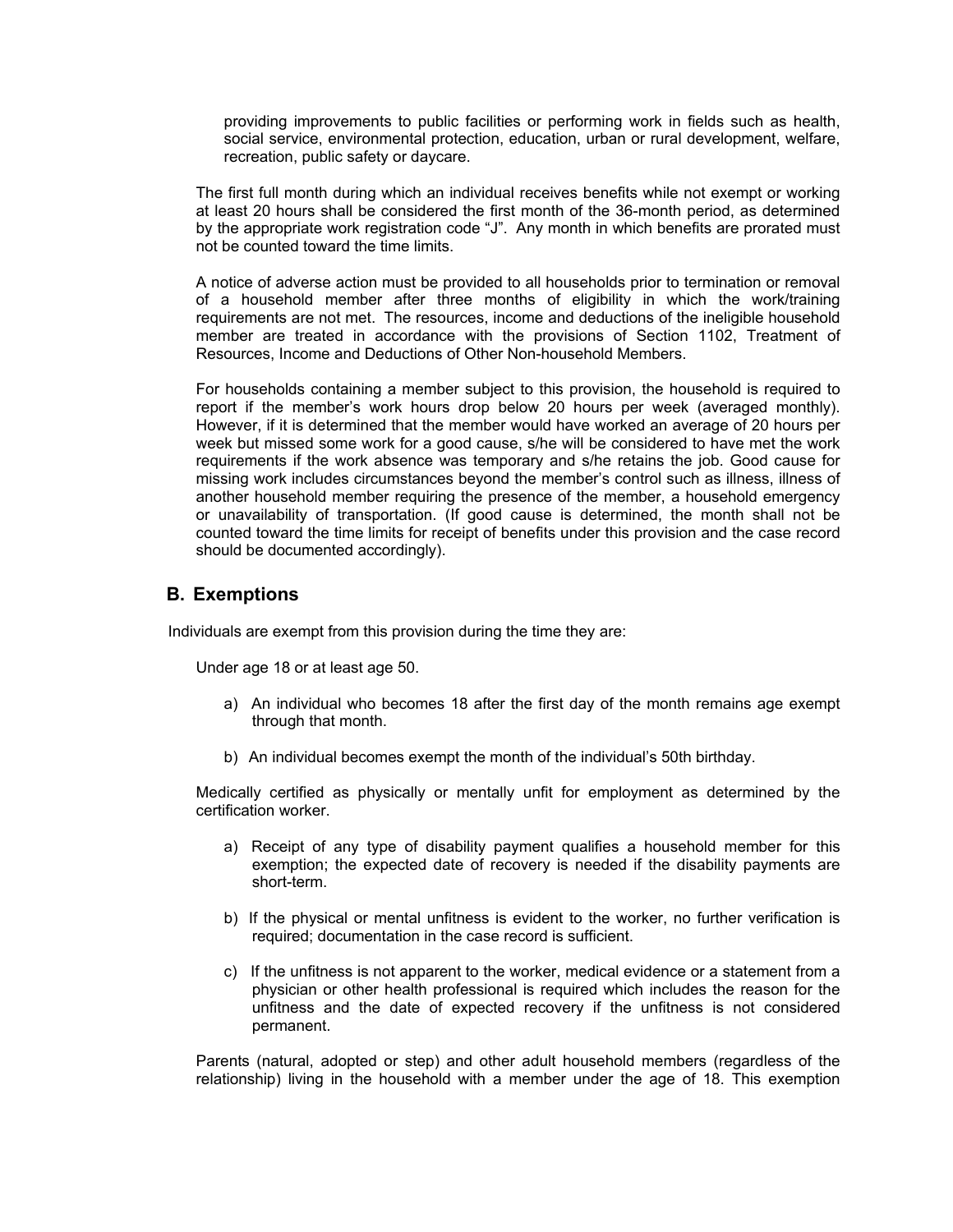providing improvements to public facilities or performing work in fields such as health, social service, environmental protection, education, urban or rural development, welfare, recreation, public safety or daycare.

The first full month during which an individual receives benefits while not exempt or working at least 20 hours shall be considered the first month of the 36-month period, as determined by the appropriate work registration code "J". Any month in which benefits are prorated must not be counted toward the time limits.

A notice of adverse action must be provided to all households prior to termination or removal of a household member after three months of eligibility in which the work/training requirements are not met. The resources, income and deductions of the ineligible household member are treated in accordance with the provisions of Section 1102, Treatment of Resources, Income and Deductions of Other Non-household Members.

For households containing a member subject to this provision, the household is required to report if the member's work hours drop below 20 hours per week (averaged monthly). However, if it is determined that the member would have worked an average of 20 hours per week but missed some work for a good cause, s/he will be considered to have met the work requirements if the work absence was temporary and s/he retains the job. Good cause for missing work includes circumstances beyond the member's control such as illness, illness of another household member requiring the presence of the member, a household emergency or unavailability of transportation. (If good cause is determined, the month shall not be counted toward the time limits for receipt of benefits under this provision and the case record should be documented accordingly).

## B. Exemptions

Individuals are exempt from this provision during the time they are:

Under age 18 or at least age 50.

a) An individual who becomes 18 after the first day of the month remains age exempt through that month.

b) An individual becomes exempt the month of the individual's 50th birthday.

Medically certified as physically or mentally unfit for employment as determined by the certification worker.

a) Receipt of any type of disability payment qualifies a household member for this exemption; the expected date of recovery is needed if the disability payments are short-term.

b) If the physical or mental unfitness is evident to the worker, no further verification is required; documentation in the case record is sufficient.

c) If the unfitness is not apparent to the worker, medical evidence or a statement from a physician or other health professional is required which includes the reason for the unfitness and the date of expected recovery if the unfitness is not considered permanent.

Parents (natural, adopted or step) and other adult household members (regardless of the relationship) living in the household with a member under the age of 18. This exemption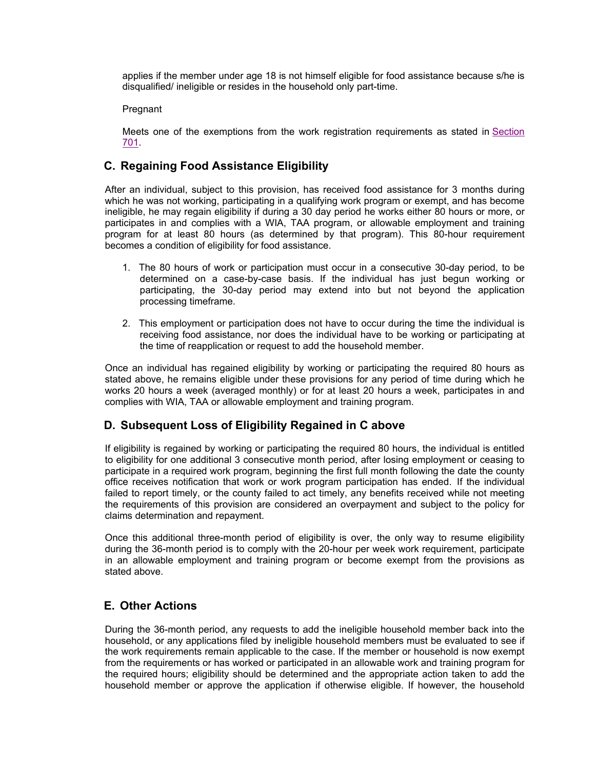applies if the member under age 18 is not himself eligible for food assistance because s/he is disqualified/ ineligible or resides in the household only part-time.

Pregnant

Meets one of the exemptions from the work registration requirements as stated in Section 701.

## C. Regaining Food Assistance Eligibility

After an individual, subject to this provision, has received food assistance for 3 months during which he was not working, participating in a qualifying work program or exempt, and has become ineligible, he may regain eligibility if during a 30 day period he works either 80 hours or more, or participates in and complies with a WIA, TAA program, or allowable employment and training program for at least 80 hours (as determined by that program). This 80-hour requirement becomes a condition of eligibility for food assistance.

1. The 80 hours of work or participation must occur in a consecutive 30-day period, to be determined on a case-by-case basis. If the individual has just begun working or participating, the 30-day period may extend into but not beyond the application processing timeframe.

2. This employment or participation does not have to occur during the time the individual is receiving food assistance, nor does the individual have to be working or participating at the time of reapplication or request to add the household member.

Once an individual has regained eligibility by working or participating the required 80 hours as stated above, he remains eligible under these provisions for any period of time during which he works 20 hours a week (averaged monthly) or for at least 20 hours a week, participates in and complies with WIA, TAA or allowable employment and training program.

## D. Subsequent Loss of Eligibility Regained in C above

If eligibility is regained by working or participating the required 80 hours, the individual is entitled to eligibility for one additional 3 consecutive month period, after losing employment or ceasing to participate in a required work program, beginning the first full month following the date the county office receives notification that work or work program participation has ended. If the individual failed to report timely, or the county failed to act timely, any benefits received while not meeting the requirements of this provision are considered an overpayment and subject to the policy for claims determination and repayment.

Once this additional three-month period of eligibility is over, the only way to resume eligibility during the 36-month period is to comply with the 20-hour per week work requirement, participate in an allowable employment and training program or become exempt from the provisions as stated above.

## E. Other Actions

During the 36-month period, any requests to add the ineligible household member back into the household, or any applications filed by ineligible household members must be evaluated to see if the work requirements remain applicable to the case. If the member or household is now exempt from the requirements or has worked or participated in an allowable work and training program for the required hours; eligibility should be determined and the appropriate action taken to add the household member or approve the application if otherwise eligible. If however, the household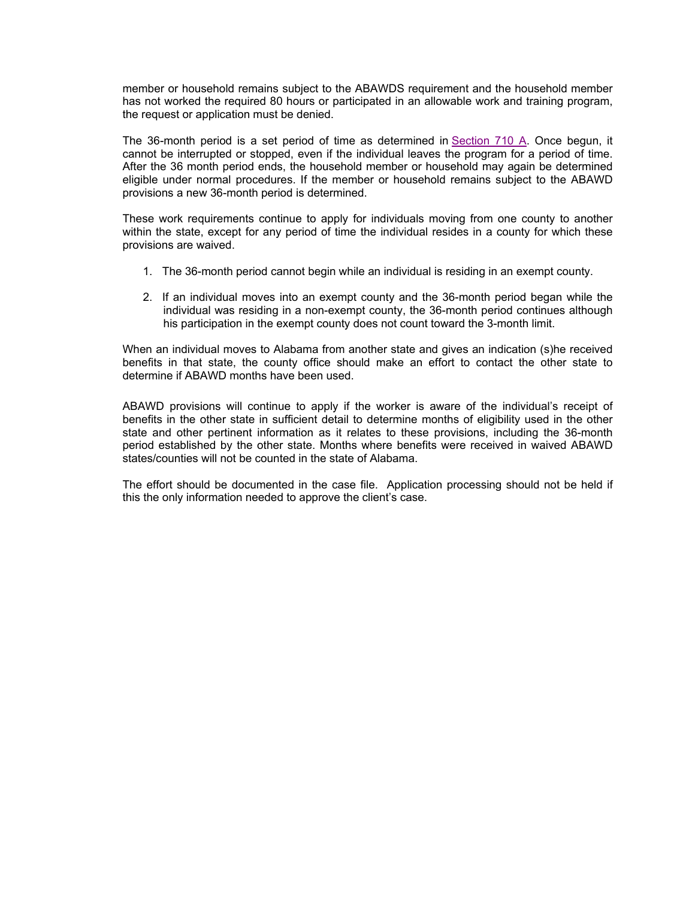member or household remains subject to the ABAWDS requirement and the household member has not worked the required 80 hours or participated in an allowable work and training program, the request or application must be denied.

The 36-month period is a set period of time as determined in Section 710 A. Once begun, it cannot be interrupted or stopped, even if the individual leaves the program for a period of time. After the 36 month period ends, the household member or household may again be determined eligible under normal procedures. If the member or household remains subject to the ABAWD provisions a new 36-month period is determined.

These work requirements continue to apply for individuals moving from one county to another within the state, except for any period of time the individual resides in a county for which these provisions are waived.

1. The 36-month period cannot begin while an individual is residing in an exempt county.

2. If an individual moves into an exempt county and the 36-month period began while the individual was residing in a non-exempt county, the 36-month period continues although his participation in the exempt county does not count toward the 3-month limit.

When an individual moves to Alabama from another state and gives an indication (s)he received benefits in that state, the county office should make an effort to contact the other state to determine if ABAWD months have been used.

ABAWD provisions will continue to apply if the worker is aware of the individual's receipt of benefits in the other state in sufficient detail to determine months of eligibility used in the other state and other pertinent information as it relates to these provisions, including the 36-month period established by the other state. Months where benefits were received in waived ABAWD states/counties will not be counted in the state of Alabama.

The effort should be documented in the case file. Application processing should not be held if this the only information needed to approve the client's case.